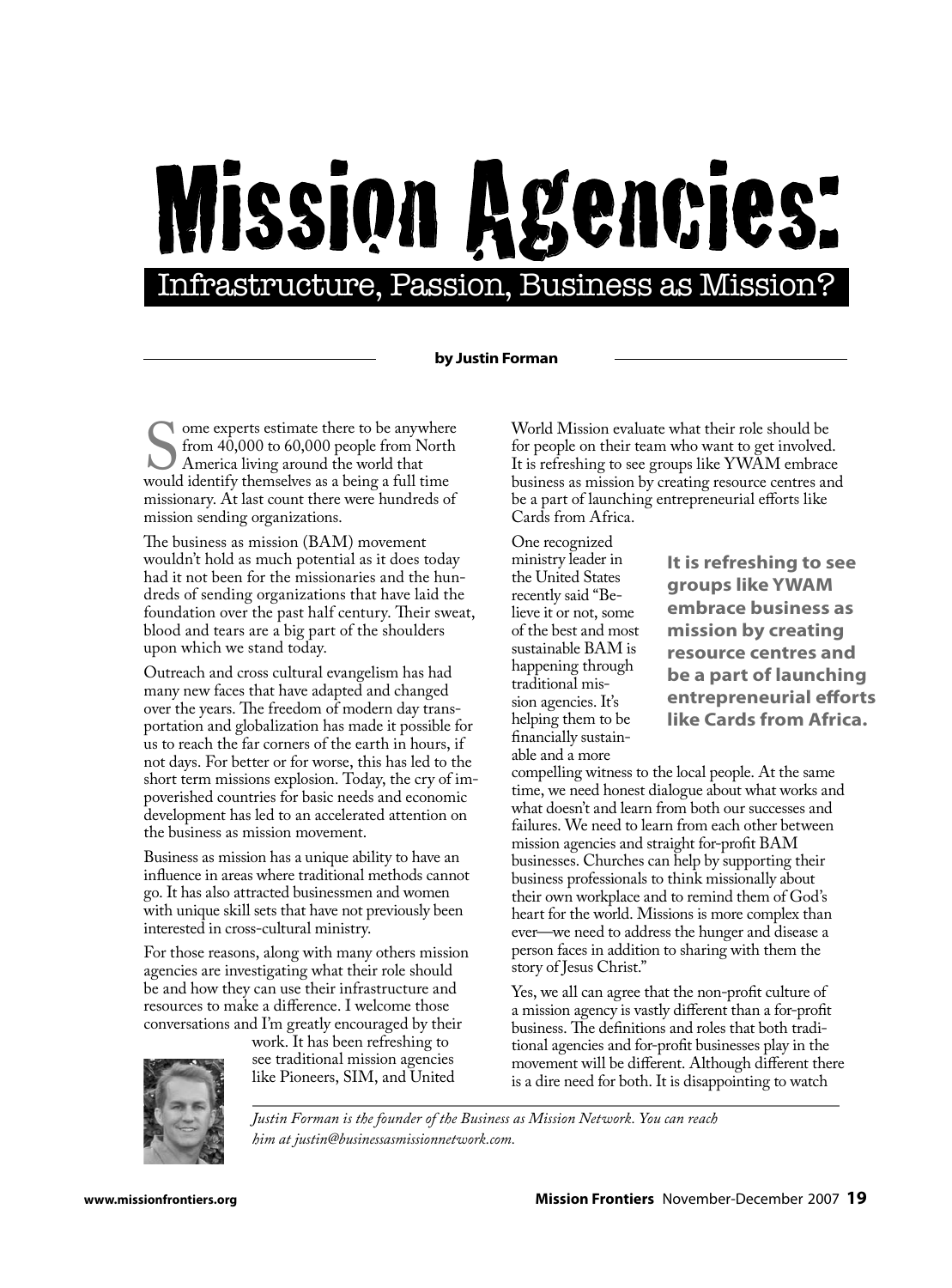# Mission Agencies:

## Infrastructure, Passion, Business as Mission?

**by Justin Forman**

Some experts estimate there to be anywhere from 40,000 to 60,000 people from North America living around the world that would identify themselves as a being a full time missionary. At last count there were hundreds of mission sending organizations.

The business as mission (BAM) movement wouldn't hold as much potential as it does today had it not been for the missionaries and the hundreds of sending organizations that have laid the foundation over the past half century. Their sweat, blood and tears are a big part of the shoulders upon which we stand today.

Outreach and cross cultural evangelism has had many new faces that have adapted and changed over the years. The freedom of modern day transportation and globalization has made it possible for us to reach the far corners of the earth in hours, if not days. For better or for worse, this has led to the short term missions explosion. Today, the cry of impoverished countries for basic needs and economic development has led to an accelerated attention on the business as mission movement.

Business as mission has a unique ability to have an influence in areas where traditional methods cannot go. It has also attracted businessmen and women with unique skill sets that have not previously been interested in cross-cultural ministry.

For those reasons, along with many others mission agencies are investigating what their role should be and how they can use their infrastructure and resources to make a difference. I welcome those conversations and I'm greatly encouraged by their work. It has been refreshing to see traditional mission agencies like Pioneers, SIM, and United World Mission evaluate what their role should be for people on their team who want to get involved. It is refreshing to see groups like YWAM embrace business as mission by creating resource centres and be a part of launching entrepreneurial efforts like Cards from Africa.

> **It is refreshing to see groups like YWAM embrace business as mission by creating resource centres and be a part of launching entrepreneurial efforts like Cards from Africa.**

One recognized ministry leader in the United States recently said "Believe it or not, some of the best and most sustainable BAM is happening through traditional mission agencies. It's helping them to be financially sustainable and a more compelling witness to the local people. At the same time, we need honest dialogue about what works and what doesn't and learn from both our successes and failures. We need to learn from each other between mission agencies and straight for-profit BAM businesses. Churches can help by supporting their business professionals to think missionally about their own workplace and to remind them of God's heart for the world. Missions is more complex than ever—we need to address the hunger and disease a person faces in addition to sharing with them the story of Jesus Christ."

Yes, we all can agree that the non-profit culture of a mission agency is vastly different than a for-profit business. The definitions and roles that both traditional agencies and for-profit businesses play in the movement will be different. Although different there is a dire need for both. It is disappointing to watch

*Justin Forman is the founder of the Business as Mission Network. You can reach him at justin@businessasmissionnetwork.com.*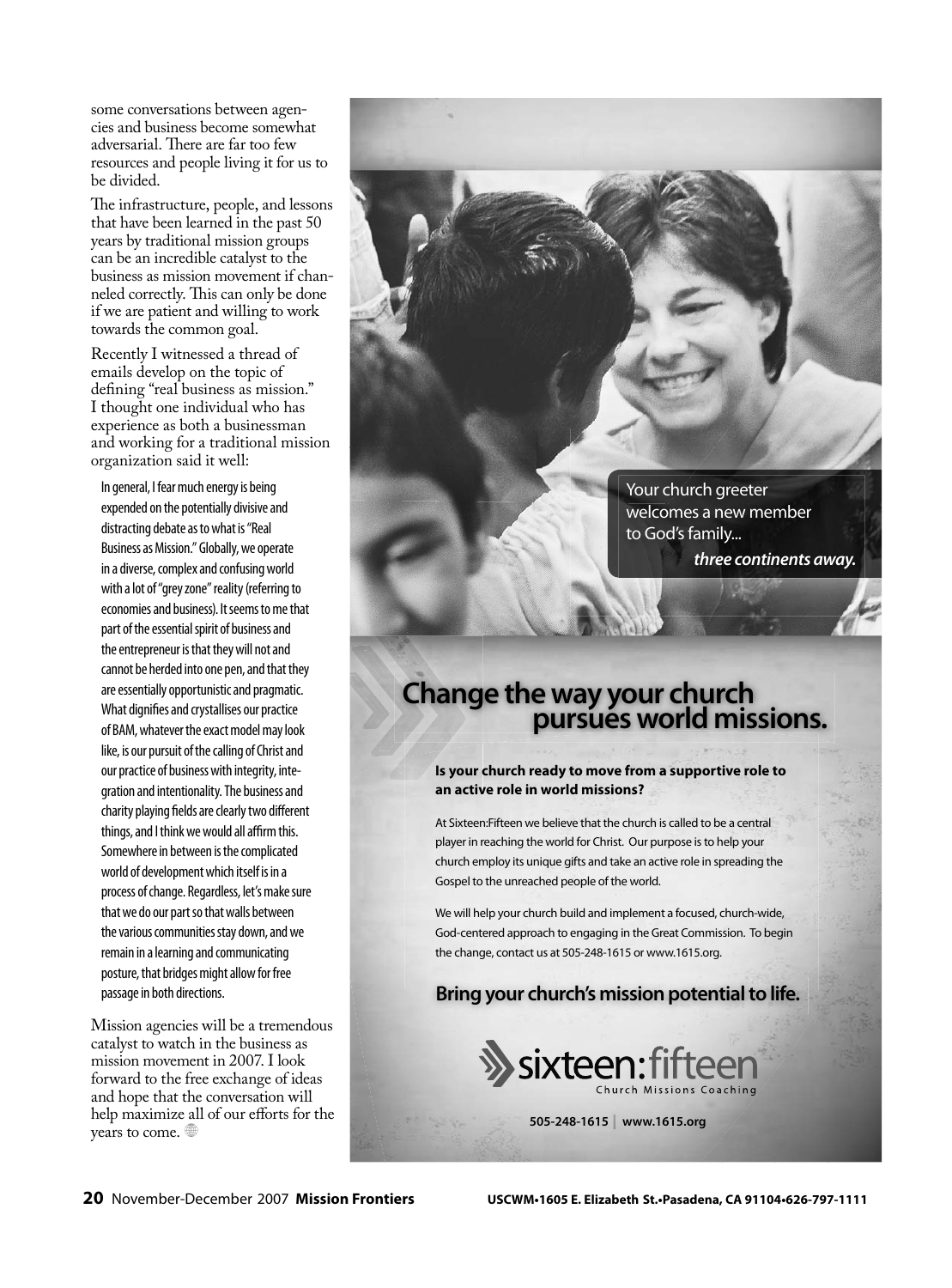some conversations between agencies and business become somewhat adversarial. There are far too few resources and people living it for us to be divided.

The infrastructure, people, and lessons that have been learned in the past 50 years by traditional mission groups can be an incredible catalyst to the business as mission movement if channeled correctly. This can only be done if we are patient and willing to work towards the common goal.

Recently I witnessed a thread of emails develop on the topic of defining "real business as mission." I thought one individual who has experience as both a businessman and working for a traditional mission organization said it well:

> In general, I fear much energy is being expended on the potentially divisive and distracting debate as to what is "Real Business as Mission." Globally, we operate in a diverse, complex and confusing world with a lot of "grey zone" reality (referring to economies and business). It seems to me that part of the essential spirit of business and the entrepreneur is that they will not and cannot be herded into one pen, and that they are essentially opportunistic and pragmatic. What dignifies and crystallises our practice of BAM, whatever the exact model may look like, is our pursuit of the calling of Christ and our practice of business with integrity, integration and intentionality. The business and charity playing fields are clearly two different things, and I think we would all affirm this. Somewhere in between is the complicated world of development which itself is in a process of change. Regardless, let's make sure that we do our part so that walls between the various communities stay down, and we remain in a learning and communicating posture, that bridges might allow for free passage in both directions.

Mission agencies will be a tremendous catalyst to watch in the business as mission movement in 2007. I look forward to the free exchange of ideas and hope that the conversation will help maximize all of our efforts for the years to come.

---

Your church greeter welcomes a new member to God's family...

***three continents away.***

## Change the way your church pursues world missions.

**Is your church ready to move from a supportive role to an active role in world missions?**

At Sixteen:Fifteen we believe that the church is called to be a central player in reaching the world for Christ. Our purpose is to help your church employ its unique gifts and take an active role in spreading the Gospel to the unreached people of the world.

We will help your church build and implement a focused, church-wide, God-centered approach to engaging in the Great Commission. To begin the change, contact us at 505-248-1615 or www.1615.org.

**Bring your church's mission potential to life.**

sixteen:fifteen

Church Missions Coaching

505-248-1615 | www.1615.org